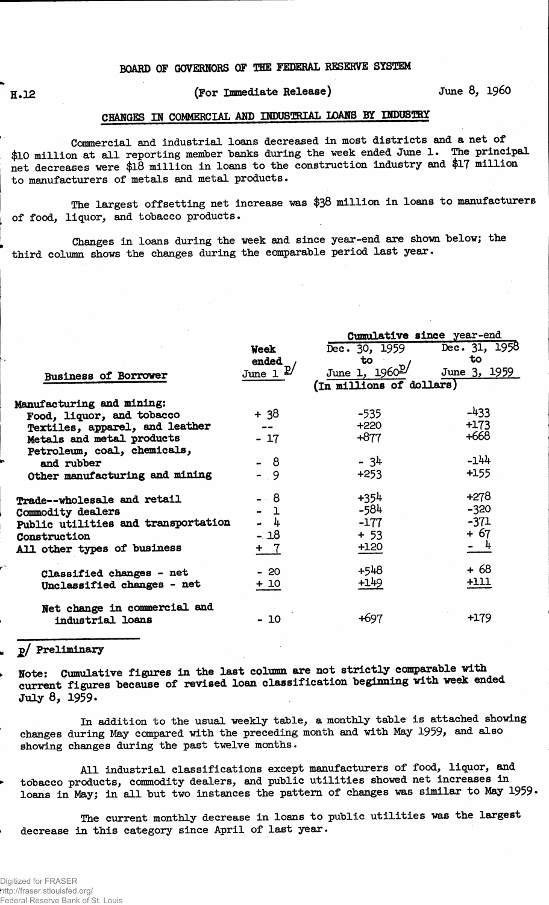BOARD OF GOVERNORS OF THE FEDERAL RESERVE SYSTEM

H.12 (For Immediate Release) June 8, 1960

## CHANGES IN COMMERCIAL AND INDUSTRIAL LOANS BY INDUSTRY

Commercial and industrial loans decreased in most districts and a net of $10 million at all reporting member banks during the week ended June 1. The principal net decreases were $18 million in loans to the construction industry and $17 million to manufacturers of metals and metal products.

The largest offsetting net increase was $38 million in loans to manufacturers of food, liquor, and tobacco products.

Changes in loans during the week and since year-end are shown below; the third column shows the changes during the comparable period last year.

| Business of Borrower | Week ended June 1 p/ | Cumulative since year-end Dec. 30, 1959 to June 1, 1960 p/ | Dec. 31, 1958 to June 3, 1959 |
|---|---|---|---|
| | (In millions of dollars) | | |
| Manufacturing and mining: | | | |
| Food, liquor, and tobacco | + 38 | -535 | -433 |
| Textiles, apparel, and leather | -- | +220 | +173 |
| Metals and metal products | - 17 | +877 | +668 |
| Petroleum, coal, chemicals, and rubber | - 8 | - 34 | -144 |
| Other manufacturing and mining | - 9 | +253 | +155 |
| Trade--wholesale and retail | - 8 | +354 | +278 |
| Commodity dealers | - 1 | -584 | -320 |
| Public utilities and transportation | - 4 | -177 | -371 |
| Construction | - 18 | + 53 | + 67 |
| All other types of business | + 7 | +120 | - 4 |
| Classified changes - net | - 20 | +548 | + 68 |
| Unclassified changes - net | + 10 | +149 | +111 |
| Net change in commercial and industrial loans | - 10 | +697 | +179 |

p/ Preliminary

Note: Cumulative figures in the last column are not strictly comparable with current figures because of revised loan classification beginning with week ended July 8, 1959.

In addition to the usual weekly table, a monthly table is attached showing changes during May compared with the preceding month and with May 1959, and also showing changes during the past twelve months.

All industrial classifications except manufacturers of food, liquor, and tobacco products, commodity dealers, and public utilities showed net increases in loans in May; in all but two instances the pattern of changes was similar to May 1959.

The current monthly decrease in loans to public utilities was the largest decrease in this category since April of last year.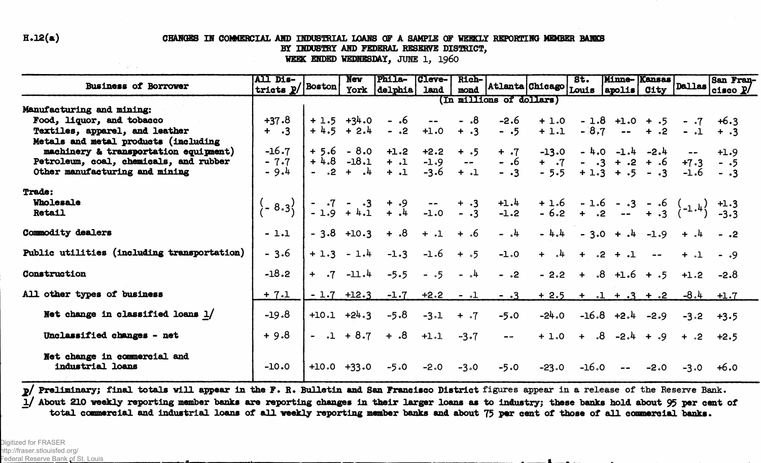H.12(a)

# CHANGES IN COMMERCIAL AND INDUSTRIAL LOANS OF A SAMPLE OF WEEKLY REPORTING MEMBER BANKS BY INDUSTRY AND FEDERAL RESERVE DISTRICT, WEEK ENDED WEDNESDAY, JUNE 1, 1960

| Business of Borrower | All Districts p/ | Boston | New York | Philadelphia | Cleveland | Richmond | Atlanta | Chicago | St. Louis | Minneapolis | Kansas City | Dallas | San Francisco p/ |
|---|---|---|---|---|---|---|---|---|---|---|---|---|---|
| | (In millions of dollars) | | | | | | | | | | | | |
| **Manufacturing and mining:** | | | | | | | | | | | | | |
| Food, liquor, and tobacco | +37.8 | + 1.5 | +34.0 | - .6 | -- | - .8 | -2.6 | + 1.0 | - 1.8 | +1.0 | + .5 | - .7 | +6.3 |
| Textiles, apparel, and leather | + .3 | + 4.5 | + 2.4 | - .2 | +1.0 | + .3 | - .5 | + 1.1 | - 8.7 | -- | + .2 | - .1 | + .3 |
| Metals and metal products (including machinery & transportation equipment) | -16.7 | + 5.6 | - 8.0 | +1.2 | +2.2 | + .5 | + .7 | -13.0 | - 4.0 | -1.4 | -2.4 | -- | +1.9 |
| Petroleum, coal, chemicals, and rubber | - 7.7 | + 4.8 | -18.1 | + .1 | -1.9 | -- | - .6 | + .7 | - .3 | + .2 | + .6 | +7.3 | - .5 |
| Other manufacturing and mining | - 9.4 | - .2 | + .4 | + .1 | -3.6 | + .1 | - .3 | - 5.5 | + 1.3 | + .5 | - .3 | -1.6 | - .3 |
| **Trade:** | | | | | | | | | | | | | |
| Wholesale | (- 8.3) | - .7 | - .3 | + .9 | -- | + .3 | +1.4 | + 1.6 | - 1.6 | - .3 | - .6 | (-1.4) | +1.3 |
| Retail | | - 1.9 | + 4.1 | + .4 | -1.0 | - .3 | -1.2 | - 6.2 | + .2 | -- | + .3 | | -3.3 |
| **Commodity dealers** | - 1.1 | - 3.8 | +10.3 | + .8 | + .1 | + .6 | - .4 | - 4.4 | - 3.0 | + .4 | -1.9 | + .4 | - .2 |
| **Public utilities (including transportation)** | - 3.6 | + 1.3 | - 1.4 | -1.3 | -1.6 | + .5 | -1.0 | + .4 | + .2 | + .1 | -- | + .1 | - .9 |
| **Construction** | -18.2 | + .7 | -11.4 | -5.5 | - .5 | - .4 | - .2 | - 2.2 | + .8 | +1.6 | + .5 | +1.2 | -2.8 |
| **All other types of business** | + 7.1 | - 1.7 | +12.3 | -1.7 | +2.2 | - .1 | - .3 | + 2.5 | + .1 | + .3 | + .2 | -8.4 | +1.7 |
| **Net change in classified loans 1/** | -19.8 | +10.1 | +24.3 | -5.8 | -3.1 | + .7 | -5.0 | -24.0 | -16.8 | +2.4 | -2.9 | -3.2 | +3.5 |
| **Unclassified changes - net** | + 9.8 | - .1 | + 8.7 | + .8 | +1.1 | -3.7 | -- | + 1.0 | + .8 | -2.4 | + .9 | + .2 | +2.5 |
| **Net change in commercial and industrial loans** | -10.0 | +10.0 | +33.0 | -5.0 | -2.0 | -3.0 | -5.0 | -23.0 | -16.0 | -- | -2.0 | -3.0 | +6.0 |

p/ Preliminary; final totals will appear in the F. R. Bulletin and San Francisco District figures appear in a release of the Reserve Bank.

1/ About 210 weekly reporting member banks are reporting changes in their larger loans as to industry; these banks hold about 95 per cent of total commercial and industrial loans of all weekly reporting member banks and about 75 per cent of those of all commercial banks.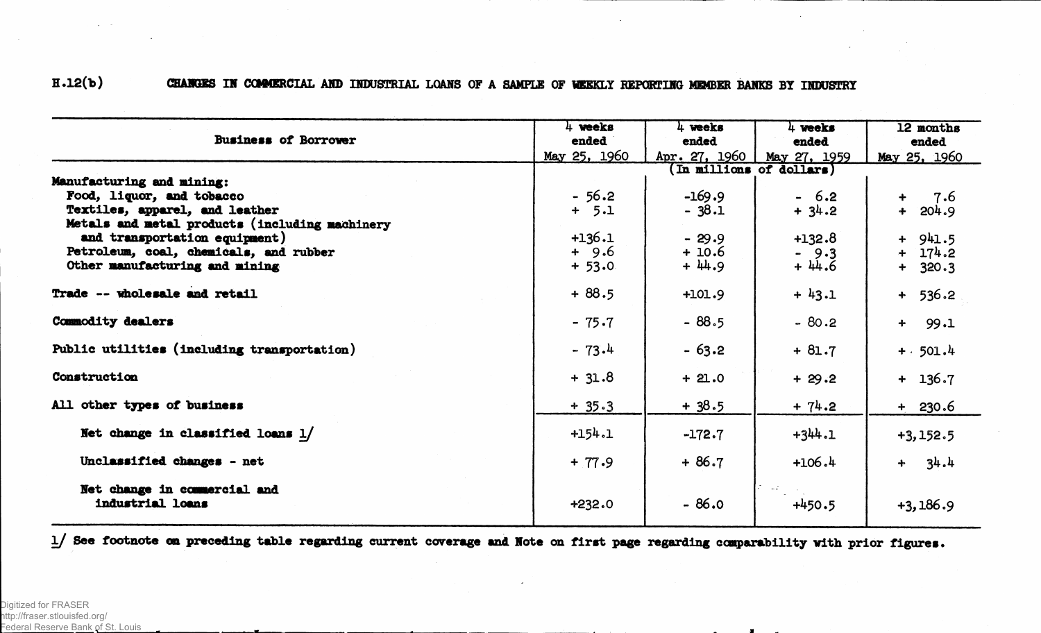H.12(b) **CHANGES IN COMMERCIAL AND INDUSTRIAL LOANS OF A SAMPLE OF WEEKLY REPORTING MEMBER BANKS BY INDUSTRY**

| Business of Borrower | 4 weeks ended May 25, 1960 | 4 weeks ended Apr. 27, 1960 | 4 weeks ended May 27, 1959 | 12 months ended May 25, 1960 |
|---|---|---|---|---|
| | (In millions of dollars) | | | |
| **Manufacturing and mining:** | | | | |
| Food, liquor, and tobacco | - 56.2 | -169.9 | - 6.2 | + 7.6 |
| Textiles, apparel, and leather | + 5.1 | - 38.1 | + 34.2 | + 204.9 |
| Metals and metal products (including machinery and transportation equipment) | +136.1 | - 29.9 | +132.8 | + 941.5 |
| Petroleum, coal, chemicals, and rubber | + 9.6 | + 10.6 | - 9.3 | + 174.2 |
| Other manufacturing and mining | + 53.0 | + 44.9 | + 44.6 | + 320.3 |
| **Trade -- wholesale and retail** | + 88.5 | +101.9 | + 43.1 | + 536.2 |
| **Commodity dealers** | - 75.7 | - 88.5 | - 80.2 | + 99.1 |
| **Public utilities (including transportation)** | - 73.4 | - 63.2 | + 81.7 | + 501.4 |
| **Construction** | + 31.8 | + 21.0 | + 29.2 | + 136.7 |
| **All other types of business** | + 35.3 | + 38.5 | + 74.2 | + 230.6 |
| **Net change in classified loans 1/** | +154.1 | -172.7 | +344.1 | +3,152.5 |
| **Unclassified changes - net** | + 77.9 | + 86.7 | +106.4 | + 34.4 |
| **Net change in commercial and industrial loans** | +232.0 | - 86.0 | +450.5 | +3,186.9 |

1/ See footnote on preceding table regarding current coverage and Note on first page regarding comparability with prior figures.